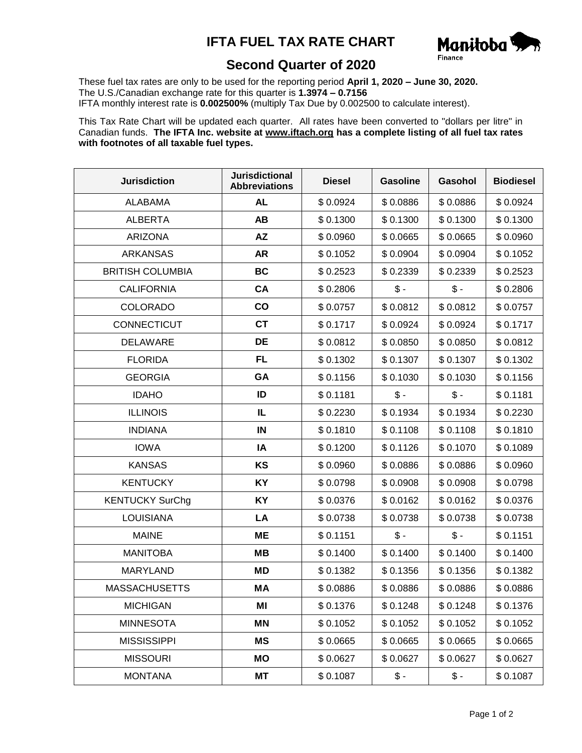# IFTA FUEL TAX RATE CHART

Manitoba Finance

## Second Quarter of 2020

These fuel tax rates are only to be used for the reporting period **April 1, 2020 – June 30, 2020.**
The U.S./Canadian exchange rate for this quarter is **1.3974 – 0.7156**
IFTA monthly interest rate is **0.002500%** (multiply Tax Due by 0.002500 to calculate interest).

This Tax Rate Chart will be updated each quarter. All rates have been converted to "dollars per litre" in Canadian funds. **The IFTA Inc. website at www.iftach.org has a complete listing of all fuel tax rates with footnotes of all taxable fuel types.**

| Jurisdiction | Jurisdictional Abbreviations | Diesel | Gasoline | Gasohol | Biodiesel |
|---|---|---|---|---|---|
| ALABAMA | **AL** | $ 0.0924 | $ 0.0886 | $ 0.0886 | $ 0.0924 |
| ALBERTA | **AB** | $ 0.1300 | $ 0.1300 | $ 0.1300 | $ 0.1300 |
| ARIZONA | **AZ** | $ 0.0960 | $ 0.0665 | $ 0.0665 | $ 0.0960 |
| ARKANSAS | **AR** | $ 0.1052 | $ 0.0904 | $ 0.0904 | $ 0.1052 |
| BRITISH COLUMBIA | **BC** | $ 0.2523 | $ 0.2339 | $ 0.2339 | $ 0.2523 |
| CALIFORNIA | **CA** | $ 0.2806 | $ - | $ - | $ 0.2806 |
| COLORADO | **CO** | $ 0.0757 | $ 0.0812 | $ 0.0812 | $ 0.0757 |
| CONNECTICUT | **CT** | $ 0.1717 | $ 0.0924 | $ 0.0924 | $ 0.1717 |
| DELAWARE | **DE** | $ 0.0812 | $ 0.0850 | $ 0.0850 | $ 0.0812 |
| FLORIDA | **FL** | $ 0.1302 | $ 0.1307 | $ 0.1307 | $ 0.1302 |
| GEORGIA | **GA** | $ 0.1156 | $ 0.1030 | $ 0.1030 | $ 0.1156 |
| IDAHO | **ID** | $ 0.1181 | $ - | $ - | $ 0.1181 |
| ILLINOIS | **IL** | $ 0.2230 | $ 0.1934 | $ 0.1934 | $ 0.2230 |
| INDIANA | **IN** | $ 0.1810 | $ 0.1108 | $ 0.1108 | $ 0.1810 |
| IOWA | **IA** | $ 0.1200 | $ 0.1126 | $ 0.1070 | $ 0.1089 |
| KANSAS | **KS** | $ 0.0960 | $ 0.0886 | $ 0.0886 | $ 0.0960 |
| KENTUCKY | **KY** | $ 0.0798 | $ 0.0908 | $ 0.0908 | $ 0.0798 |
| KENTUCKY SurChg | **KY** | $ 0.0376 | $ 0.0162 | $ 0.0162 | $ 0.0376 |
| LOUISIANA | **LA** | $ 0.0738 | $ 0.0738 | $ 0.0738 | $ 0.0738 |
| MAINE | **ME** | $ 0.1151 | $ - | $ - | $ 0.1151 |
| MANITOBA | **MB** | $ 0.1400 | $ 0.1400 | $ 0.1400 | $ 0.1400 |
| MARYLAND | **MD** | $ 0.1382 | $ 0.1356 | $ 0.1356 | $ 0.1382 |
| MASSACHUSETTS | **MA** | $ 0.0886 | $ 0.0886 | $ 0.0886 | $ 0.0886 |
| MICHIGAN | **MI** | $ 0.1376 | $ 0.1248 | $ 0.1248 | $ 0.1376 |
| MINNESOTA | **MN** | $ 0.1052 | $ 0.1052 | $ 0.1052 | $ 0.1052 |
| MISSISSIPPI | **MS** | $ 0.0665 | $ 0.0665 | $ 0.0665 | $ 0.0665 |
| MISSOURI | **MO** | $ 0.0627 | $ 0.0627 | $ 0.0627 | $ 0.0627 |
| MONTANA | **MT** | $ 0.1087 | $ - | $ - | $ 0.1087 |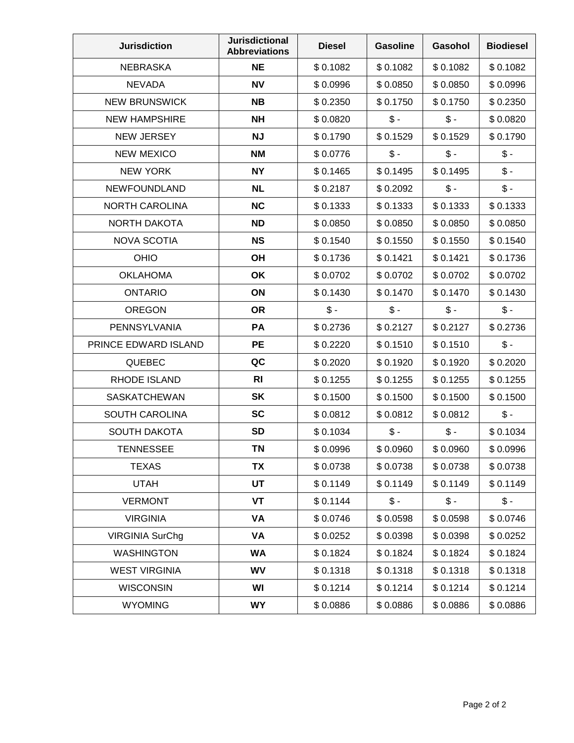| Jurisdiction | Jurisdictional Abbreviations | Diesel | Gasoline | Gasohol | Biodiesel |
|---|---|---|---|---|---|
| NEBRASKA | **NE** | $ 0.1082 | $ 0.1082 | $ 0.1082 | $ 0.1082 |
| NEVADA | **NV** | $ 0.0996 | $ 0.0850 | $ 0.0850 | $ 0.0996 |
| NEW BRUNSWICK | **NB** | $ 0.2350 | $ 0.1750 | $ 0.1750 | $ 0.2350 |
| NEW HAMPSHIRE | **NH** | $ 0.0820 | $ - | $ - | $ 0.0820 |
| NEW JERSEY | **NJ** | $ 0.1790 | $ 0.1529 | $ 0.1529 | $ 0.1790 |
| NEW MEXICO | **NM** | $ 0.0776 | $ - | $ - | $ - |
| NEW YORK | **NY** | $ 0.1465 | $ 0.1495 | $ 0.1495 | $ - |
| NEWFOUNDLAND | **NL** | $ 0.2187 | $ 0.2092 | $ - | $ - |
| NORTH CAROLINA | **NC** | $ 0.1333 | $ 0.1333 | $ 0.1333 | $ 0.1333 |
| NORTH DAKOTA | **ND** | $ 0.0850 | $ 0.0850 | $ 0.0850 | $ 0.0850 |
| NOVA SCOTIA | **NS** | $ 0.1540 | $ 0.1550 | $ 0.1550 | $ 0.1540 |
| OHIO | **OH** | $ 0.1736 | $ 0.1421 | $ 0.1421 | $ 0.1736 |
| OKLAHOMA | **OK** | $ 0.0702 | $ 0.0702 | $ 0.0702 | $ 0.0702 |
| ONTARIO | **ON** | $ 0.1430 | $ 0.1470 | $ 0.1470 | $ 0.1430 |
| OREGON | **OR** | $ - | $ - | $ - | $ - |
| PENNSYLVANIA | **PA** | $ 0.2736 | $ 0.2127 | $ 0.2127 | $ 0.2736 |
| PRINCE EDWARD ISLAND | **PE** | $ 0.2220 | $ 0.1510 | $ 0.1510 | $ - |
| QUEBEC | **QC** | $ 0.2020 | $ 0.1920 | $ 0.1920 | $ 0.2020 |
| RHODE ISLAND | **RI** | $ 0.1255 | $ 0.1255 | $ 0.1255 | $ 0.1255 |
| SASKATCHEWAN | **SK** | $ 0.1500 | $ 0.1500 | $ 0.1500 | $ 0.1500 |
| SOUTH CAROLINA | **SC** | $ 0.0812 | $ 0.0812 | $ 0.0812 | $ - |
| SOUTH DAKOTA | **SD** | $ 0.1034 | $ - | $ - | $ 0.1034 |
| TENNESSEE | **TN** | $ 0.0996 | $ 0.0960 | $ 0.0960 | $ 0.0996 |
| TEXAS | **TX** | $ 0.0738 | $ 0.0738 | $ 0.0738 | $ 0.0738 |
| UTAH | **UT** | $ 0.1149 | $ 0.1149 | $ 0.1149 | $ 0.1149 |
| VERMONT | **VT** | $ 0.1144 | $ - | $ - | $ - |
| VIRGINIA | **VA** | $ 0.0746 | $ 0.0598 | $ 0.0598 | $ 0.0746 |
| VIRGINIA SurChg | **VA** | $ 0.0252 | $ 0.0398 | $ 0.0398 | $ 0.0252 |
| WASHINGTON | **WA** | $ 0.1824 | $ 0.1824 | $ 0.1824 | $ 0.1824 |
| WEST VIRGINIA | **WV** | $ 0.1318 | $ 0.1318 | $ 0.1318 | $ 0.1318 |
| WISCONSIN | **WI** | $ 0.1214 | $ 0.1214 | $ 0.1214 | $ 0.1214 |
| WYOMING | **WY** | $ 0.0886 | $ 0.0886 | $ 0.0886 | $ 0.0886 |